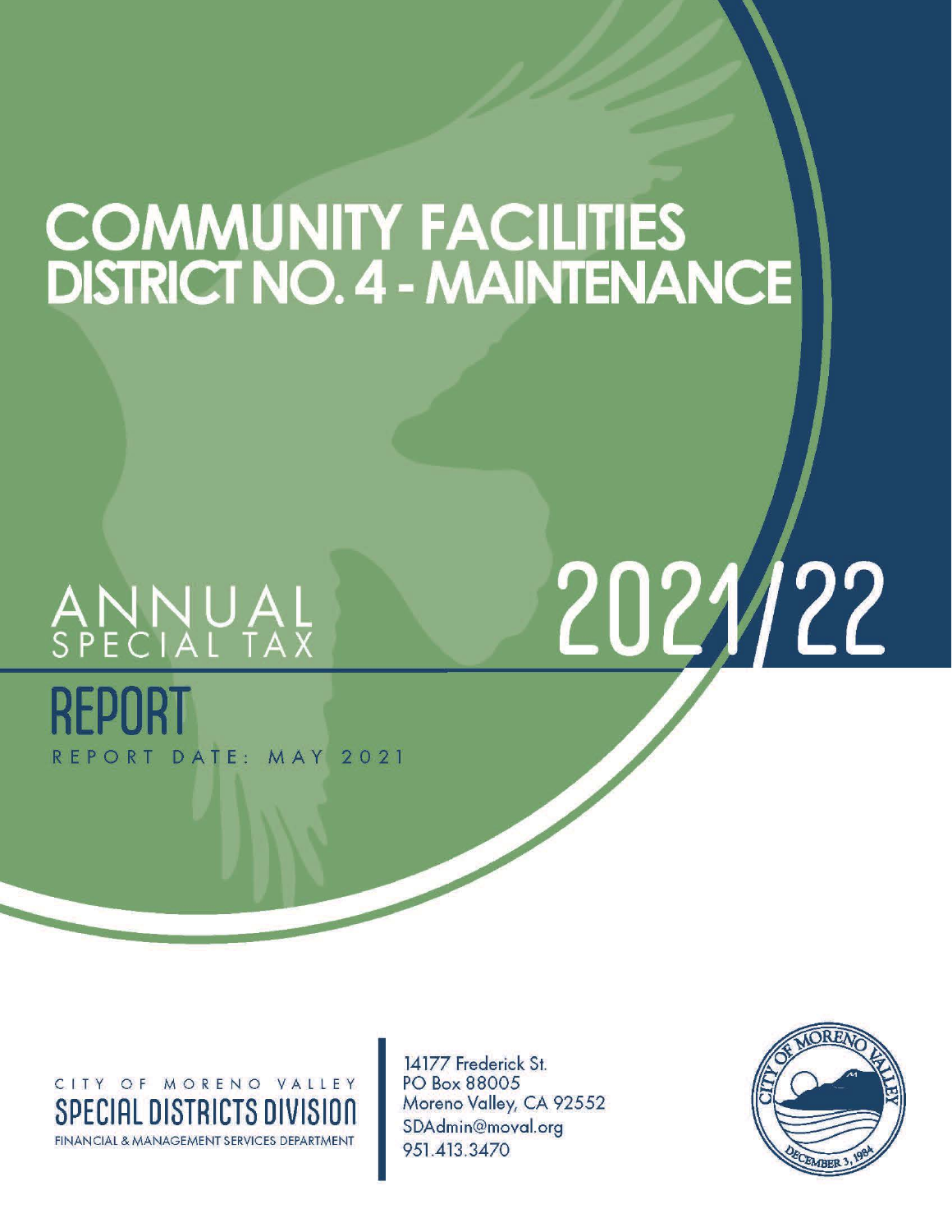# COMMUNITY FACILITIES DISTRICT NO. 4 - MAINTENANCE

# 2021/22

## ANNUAL SPECIAL TAX REPORT

REPORT DATE: MAY 2021

CITY OF MORENO VALLEY
SPECIAL DISTRICTS DIVISION
FINANCIAL & MANAGEMENT SERVICES DEPARTMENT

14177 Frederick St.
PO Box 88005
Moreno Valley, CA 92552
SDAdmin@moval.org
951.413.3470

CITY OF MORENO VALLEY
DECEMBER 3, 1984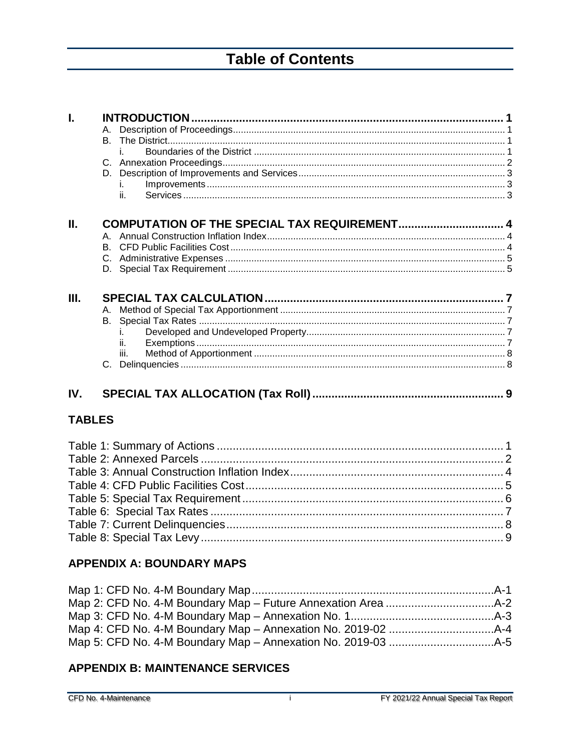# Table of Contents

**I. INTRODUCTION** .......... 1

- A. Description of Proceedings .......... 1
- B. The District .......... 1
  - i. Boundaries of the District .......... 1
- C. Annexation Proceedings .......... 2
- D. Description of Improvements and Services .......... 3
  - i. Improvements .......... 3
  - ii. Services .......... 3

**II. COMPUTATION OF THE SPECIAL TAX REQUIREMENT** .......... 4

- A. Annual Construction Inflation Index .......... 4
- B. CFD Public Facilities Cost .......... 4
- C. Administrative Expenses .......... 5
- D. Special Tax Requirement .......... 5

**III. SPECIAL TAX CALCULATION** .......... 7

- A. Method of Special Tax Apportionment .......... 7
- B. Special Tax Rates .......... 7
  - i. Developed and Undeveloped Property .......... 7
  - ii. Exemptions .......... 7
  - iii. Method of Apportionment .......... 8
- C. Delinquencies .......... 8

**IV. SPECIAL TAX ALLOCATION (Tax Roll)** .......... 9

## TABLES

- Table 1: Summary of Actions .......... 1
- Table 2: Annexed Parcels .......... 2
- Table 3: Annual Construction Inflation Index .......... 4
- Table 4: CFD Public Facilities Cost .......... 5
- Table 5: Special Tax Requirement .......... 6
- Table 6: Special Tax Rates .......... 7
- Table 7: Current Delinquencies .......... 8
- Table 8: Special Tax Levy .......... 9

## APPENDIX A: BOUNDARY MAPS

- Map 1: CFD No. 4-M Boundary Map .......... A-1
- Map 2: CFD No. 4-M Boundary Map – Future Annexation Area .......... A-2
- Map 3: CFD No. 4-M Boundary Map – Annexation No. 1 .......... A-3
- Map 4: CFD No. 4-M Boundary Map – Annexation No. 2019-02 .......... A-4
- Map 5: CFD No. 4-M Boundary Map – Annexation No. 2019-03 .......... A-5

## APPENDIX B: MAINTENANCE SERVICES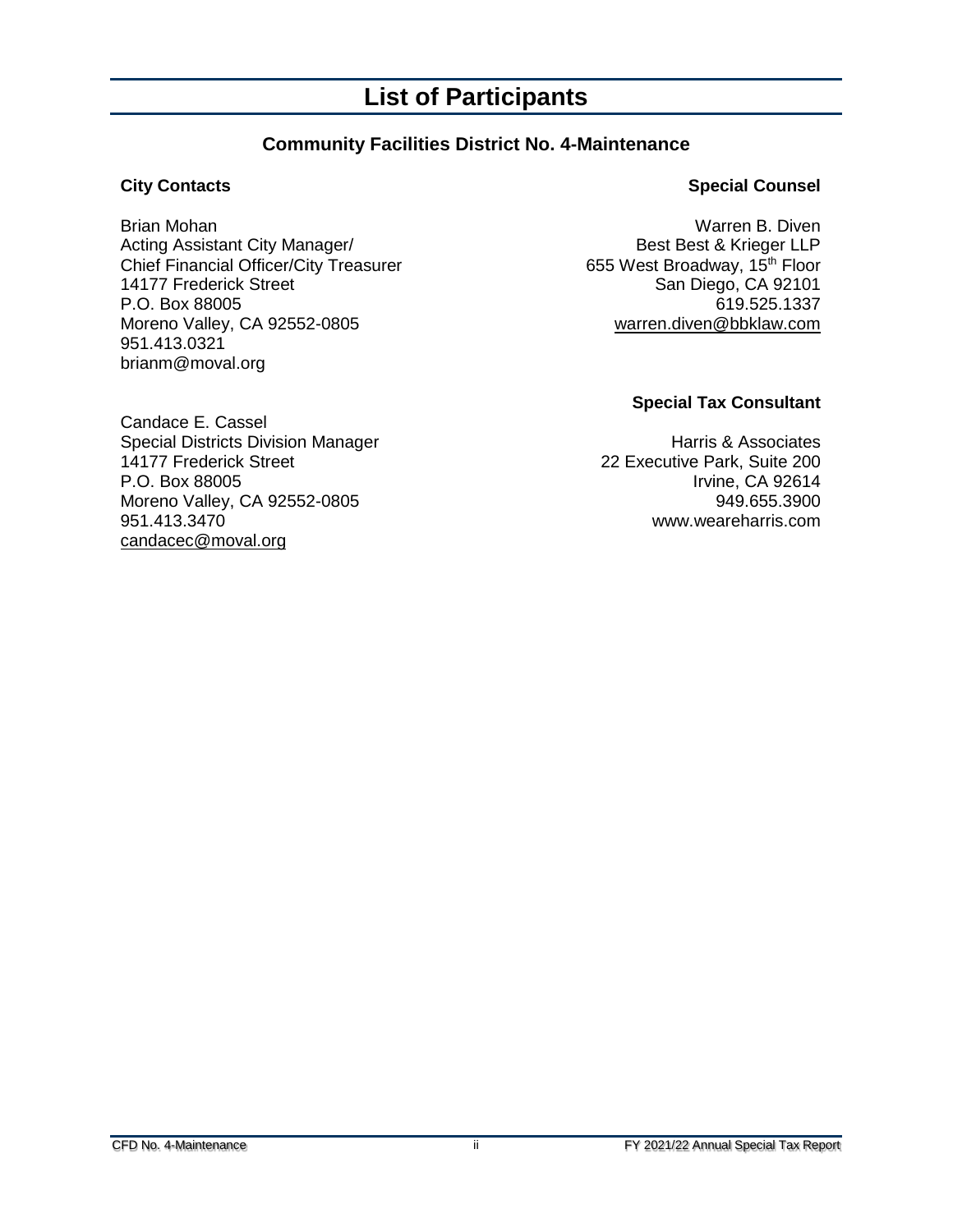# List of Participants

## Community Facilities District No. 4-Maintenance

**City Contacts**

Brian Mohan
Acting Assistant City Manager/
Chief Financial Officer/City Treasurer
14177 Frederick Street
P.O. Box 88005
Moreno Valley, CA 92552-0805
951.413.0321
brianm@moval.org

Candace E. Cassel
Special Districts Division Manager
14177 Frederick Street
P.O. Box 88005
Moreno Valley, CA 92552-0805
951.413.3470
candacec@moval.org

**Special Counsel**

Warren B. Diven
Best Best & Krieger LLP
655 West Broadway, 15th Floor
San Diego, CA 92101
619.525.1337
warren.diven@bbklaw.com

**Special Tax Consultant**

Harris & Associates
22 Executive Park, Suite 200
Irvine, CA 92614
949.655.3900
www.weareharris.com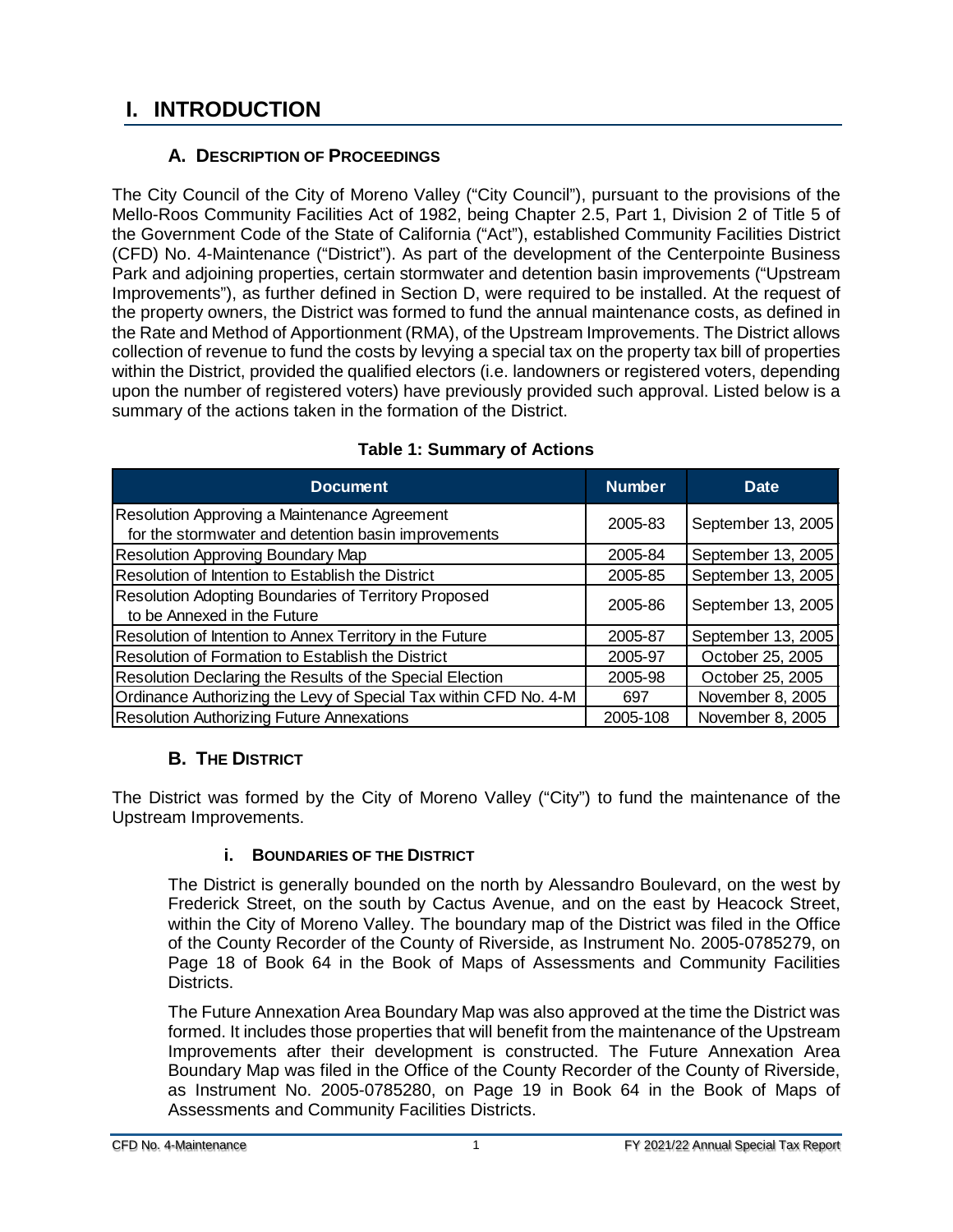# I. INTRODUCTION

## A. Description of Proceedings

The City Council of the City of Moreno Valley ("City Council"), pursuant to the provisions of the Mello-Roos Community Facilities Act of 1982, being Chapter 2.5, Part 1, Division 2 of Title 5 of the Government Code of the State of California ("Act"), established Community Facilities District (CFD) No. 4-Maintenance ("District"). As part of the development of the Centerpointe Business Park and adjoining properties, certain stormwater and detention basin improvements ("Upstream Improvements"), as further defined in Section D, were required to be installed. At the request of the property owners, the District was formed to fund the annual maintenance costs, as defined in the Rate and Method of Apportionment (RMA), of the Upstream Improvements. The District allows collection of revenue to fund the costs by levying a special tax on the property tax bill of properties within the District, provided the qualified electors (i.e. landowners or registered voters, depending upon the number of registered voters) have previously provided such approval. Listed below is a summary of the actions taken in the formation of the District.

**Table 1: Summary of Actions**

| Document | Number | Date |
|---|---|---|
| Resolution Approving a Maintenance Agreement for the stormwater and detention basin improvements | 2005-83 | September 13, 2005 |
| Resolution Approving Boundary Map | 2005-84 | September 13, 2005 |
| Resolution of Intention to Establish the District | 2005-85 | September 13, 2005 |
| Resolution Adopting Boundaries of Territory Proposed to be Annexed in the Future | 2005-86 | September 13, 2005 |
| Resolution of Intention to Annex Territory in the Future | 2005-87 | September 13, 2005 |
| Resolution of Formation to Establish the District | 2005-97 | October 25, 2005 |
| Resolution Declaring the Results of the Special Election | 2005-98 | October 25, 2005 |
| Ordinance Authorizing the Levy of Special Tax within CFD No. 4-M | 697 | November 8, 2005 |
| Resolution Authorizing Future Annexations | 2005-108 | November 8, 2005 |

## B. The District

The District was formed by the City of Moreno Valley ("City") to fund the maintenance of the Upstream Improvements.

### i. Boundaries of the District

The District is generally bounded on the north by Alessandro Boulevard, on the west by Frederick Street, on the south by Cactus Avenue, and on the east by Heacock Street, within the City of Moreno Valley. The boundary map of the District was filed in the Office of the County Recorder of the County of Riverside, as Instrument No. 2005-0785279, on Page 18 of Book 64 in the Book of Maps of Assessments and Community Facilities Districts.

The Future Annexation Area Boundary Map was also approved at the time the District was formed. It includes those properties that will benefit from the maintenance of the Upstream Improvements after their development is constructed. The Future Annexation Area Boundary Map was filed in the Office of the County Recorder of the County of Riverside, as Instrument No. 2005-0785280, on Page 19 in Book 64 in the Book of Maps of Assessments and Community Facilities Districts.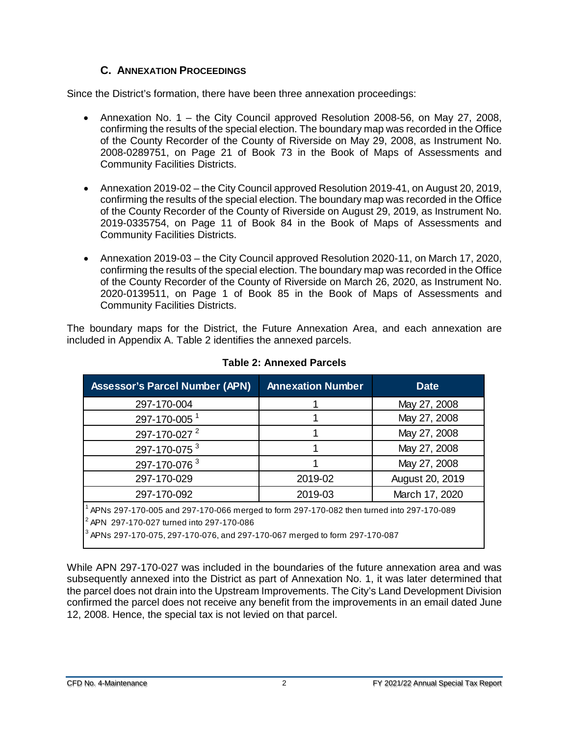### C. ANNEXATION PROCEEDINGS

Since the District's formation, there have been three annexation proceedings:

- Annexation No. 1 – the City Council approved Resolution 2008-56, on May 27, 2008, confirming the results of the special election. The boundary map was recorded in the Office of the County Recorder of the County of Riverside on May 29, 2008, as Instrument No. 2008-0289751, on Page 21 of Book 73 in the Book of Maps of Assessments and Community Facilities Districts.

- Annexation 2019-02 – the City Council approved Resolution 2019-41, on August 20, 2019, confirming the results of the special election. The boundary map was recorded in the Office of the County Recorder of the County of Riverside on August 29, 2019, as Instrument No. 2019-0335754, on Page 11 of Book 84 in the Book of Maps of Assessments and Community Facilities Districts.

- Annexation 2019-03 – the City Council approved Resolution 2020-11, on March 17, 2020, confirming the results of the special election. The boundary map was recorded in the Office of the County Recorder of the County of Riverside on March 26, 2020, as Instrument No. 2020-0139511, on Page 1 of Book 85 in the Book of Maps of Assessments and Community Facilities Districts.

The boundary maps for the District, the Future Annexation Area, and each annexation are included in Appendix A. Table 2 identifies the annexed parcels.

**Table 2: Annexed Parcels**

| Assessor's Parcel Number (APN) | Annexation Number | Date |
|---|---|---|
| 297-170-004 | 1 | May 27, 2008 |
| 297-170-005 [1] | 1 | May 27, 2008 |
| 297-170-027 [2] | 1 | May 27, 2008 |
| 297-170-075 [3] | 1 | May 27, 2008 |
| 297-170-076 [3] | 1 | May 27, 2008 |
| 297-170-029 | 2019-02 | August 20, 2019 |
| 297-170-092 | 2019-03 | March 17, 2020 |

[1] APNs 297-170-005 and 297-170-066 merged to form 297-170-082 then turned into 297-170-089
[2] APN 297-170-027 turned into 297-170-086
[3] APNs 297-170-075, 297-170-076, and 297-170-067 merged to form 297-170-087

While APN 297-170-027 was included in the boundaries of the future annexation area and was subsequently annexed into the District as part of Annexation No. 1, it was later determined that the parcel does not drain into the Upstream Improvements. The City's Land Development Division confirmed the parcel does not receive any benefit from the improvements in an email dated June 12, 2008. Hence, the special tax is not levied on that parcel.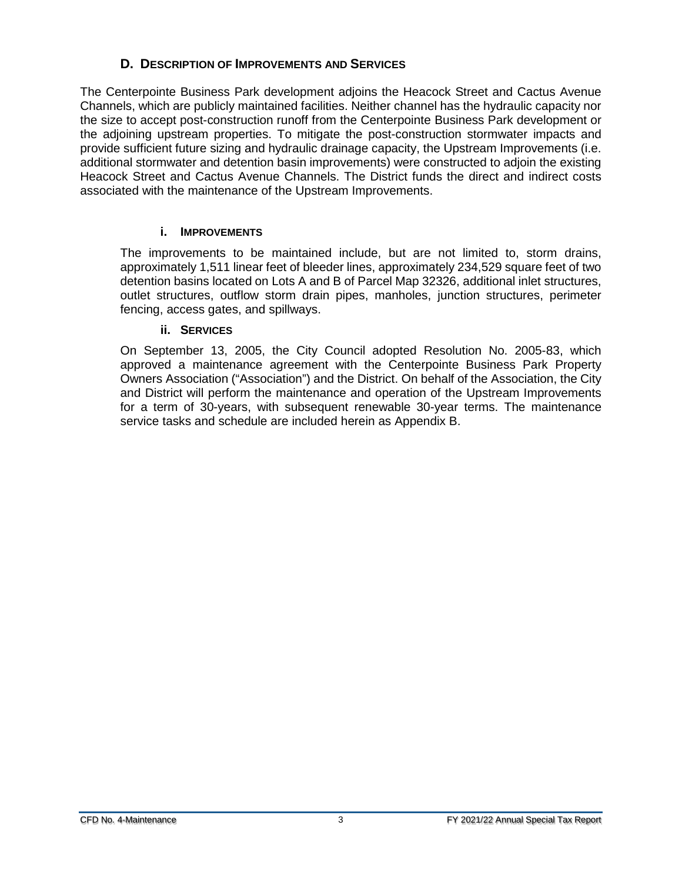## D. Description of Improvements and Services

The Centerpointe Business Park development adjoins the Heacock Street and Cactus Avenue Channels, which are publicly maintained facilities. Neither channel has the hydraulic capacity nor the size to accept post-construction runoff from the Centerpointe Business Park development or the adjoining upstream properties. To mitigate the post-construction stormwater impacts and provide sufficient future sizing and hydraulic drainage capacity, the Upstream Improvements (i.e. additional stormwater and detention basin improvements) were constructed to adjoin the existing Heacock Street and Cactus Avenue Channels. The District funds the direct and indirect costs associated with the maintenance of the Upstream Improvements.

### i. Improvements

The improvements to be maintained include, but are not limited to, storm drains, approximately 1,511 linear feet of bleeder lines, approximately 234,529 square feet of two detention basins located on Lots A and B of Parcel Map 32326, additional inlet structures, outlet structures, outflow storm drain pipes, manholes, junction structures, perimeter fencing, access gates, and spillways.

### ii. Services

On September 13, 2005, the City Council adopted Resolution No. 2005-83, which approved a maintenance agreement with the Centerpointe Business Park Property Owners Association ("Association") and the District. On behalf of the Association, the City and District will perform the maintenance and operation of the Upstream Improvements for a term of 30-years, with subsequent renewable 30-year terms. The maintenance service tasks and schedule are included herein as Appendix B.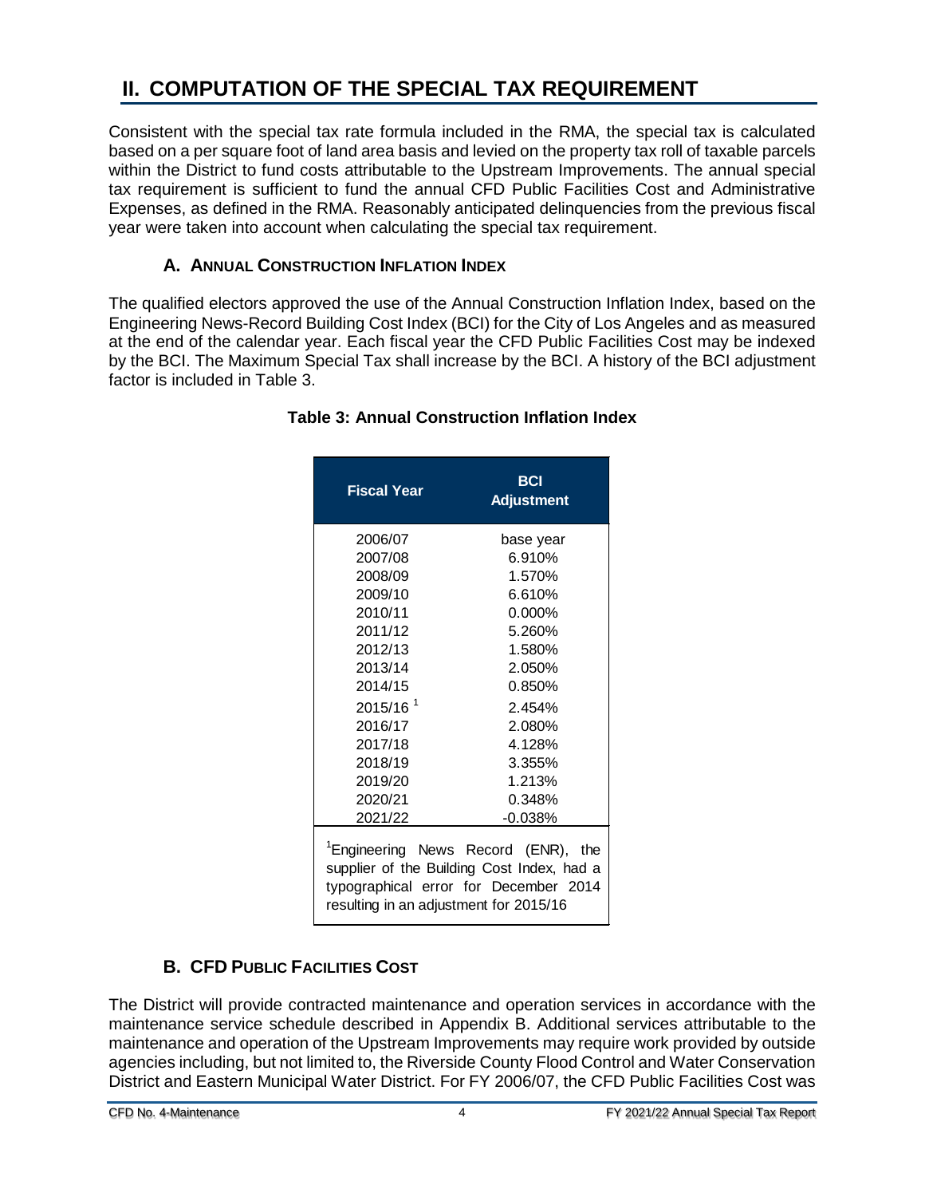# II. COMPUTATION OF THE SPECIAL TAX REQUIREMENT

Consistent with the special tax rate formula included in the RMA, the special tax is calculated based on a per square foot of land area basis and levied on the property tax roll of taxable parcels within the District to fund costs attributable to the Upstream Improvements. The annual special tax requirement is sufficient to fund the annual CFD Public Facilities Cost and Administrative Expenses, as defined in the RMA. Reasonably anticipated delinquencies from the previous fiscal year were taken into account when calculating the special tax requirement.

## A. Annual Construction Inflation Index

The qualified electors approved the use of the Annual Construction Inflation Index, based on the Engineering News-Record Building Cost Index (BCI) for the City of Los Angeles and as measured at the end of the calendar year. Each fiscal year the CFD Public Facilities Cost may be indexed by the BCI. The Maximum Special Tax shall increase by the BCI. A history of the BCI adjustment factor is included in Table 3.

**Table 3: Annual Construction Inflation Index**

| Fiscal Year | BCI Adjustment |
|---|---|
| 2006/07 | base year |
| 2007/08 | 6.910% |
| 2008/09 | 1.570% |
| 2009/10 | 6.610% |
| 2010/11 | 0.000% |
| 2011/12 | 5.260% |
| 2012/13 | 1.580% |
| 2013/14 | 2.050% |
| 2014/15 | 0.850% |
| 2015/16 [1] | 2.454% |
| 2016/17 | 2.080% |
| 2017/18 | 4.128% |
| 2018/19 | 3.355% |
| 2019/20 | 1.213% |
| 2020/21 | 0.348% |
| 2021/22 | -0.038% |

[1]Engineering News Record (ENR), the supplier of the Building Cost Index, had a typographical error for December 2014 resulting in an adjustment for 2015/16

## B. CFD Public Facilities Cost

The District will provide contracted maintenance and operation services in accordance with the maintenance service schedule described in Appendix B. Additional services attributable to the maintenance and operation of the Upstream Improvements may require work provided by outside agencies including, but not limited to, the Riverside County Flood Control and Water Conservation District and Eastern Municipal Water District. For FY 2006/07, the CFD Public Facilities Cost was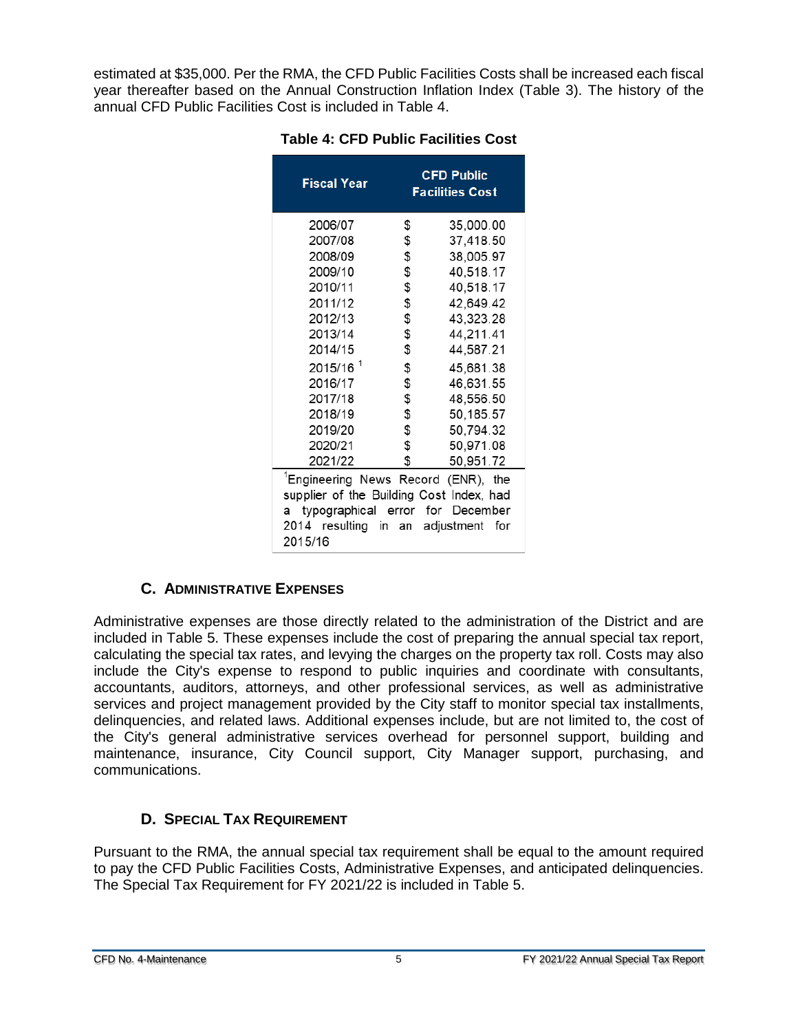estimated at $35,000. Per the RMA, the CFD Public Facilities Costs shall be increased each fiscal year thereafter based on the Annual Construction Inflation Index (Table 3). The history of the annual CFD Public Facilities Cost is included in Table 4.

**Table 4: CFD Public Facilities Cost**

| Fiscal Year | CFD Public Facilities Cost |
|---|---|
| 2006/07 | $ 35,000.00 |
| 2007/08 | $ 37,418.50 |
| 2008/09 | $ 38,005.97 |
| 2009/10 | $ 40,518.17 |
| 2010/11 | $ 40,518.17 |
| 2011/12 | $ 42,649.42 |
| 2012/13 | $ 43,323.28 |
| 2013/14 | $ 44,211.41 |
| 2014/15 | $ 44,587.21 |
| 2015/16 [1] | $ 45,681.38 |
| 2016/17 | $ 46,631.55 |
| 2017/18 | $ 48,556.50 |
| 2018/19 | $ 50,185.57 |
| 2019/20 | $ 50,794.32 |
| 2020/21 | $ 50,971.08 |
| 2021/22 | $ 50,951.72 |

[1] Engineering News Record (ENR), the supplier of the Building Cost Index, had a typographical error for December 2014 resulting in an adjustment for 2015/16

### C. Administrative Expenses

Administrative expenses are those directly related to the administration of the District and are included in Table 5. These expenses include the cost of preparing the annual special tax report, calculating the special tax rates, and levying the charges on the property tax roll. Costs may also include the City's expense to respond to public inquiries and coordinate with consultants, accountants, auditors, attorneys, and other professional services, as well as administrative services and project management provided by the City staff to monitor special tax installments, delinquencies, and related laws. Additional expenses include, but are not limited to, the cost of the City's general administrative services overhead for personnel support, building and maintenance, insurance, City Council support, City Manager support, purchasing, and communications.

### D. Special Tax Requirement

Pursuant to the RMA, the annual special tax requirement shall be equal to the amount required to pay the CFD Public Facilities Costs, Administrative Expenses, and anticipated delinquencies. The Special Tax Requirement for FY 2021/22 is included in Table 5.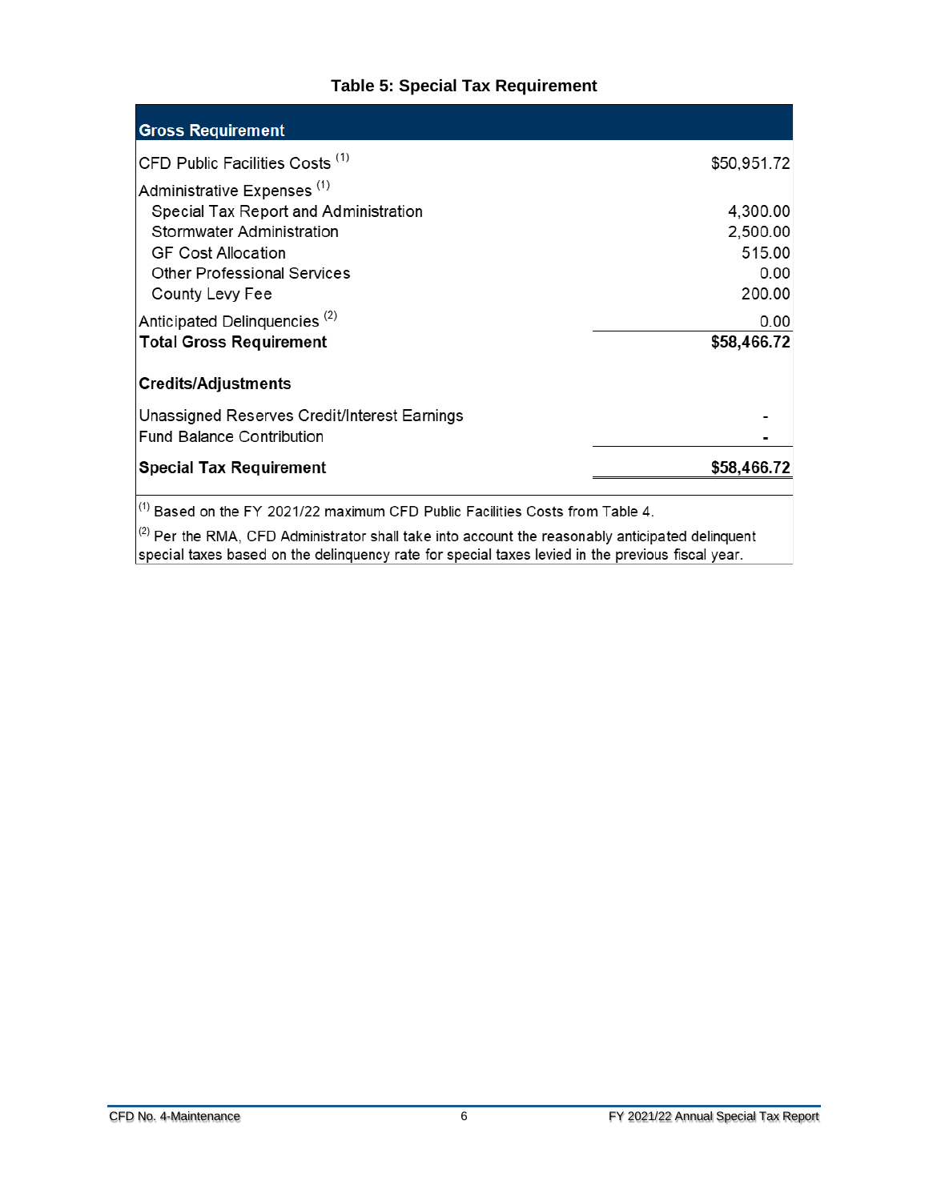**Table 5: Special Tax Requirement**

| Gross Requirement | |
|---|---|
| CFD Public Facilities Costs [1] | $50,951.72 |
| Administrative Expenses [1] | |
| Special Tax Report and Administration | 4,300.00 |
| Stormwater Administration | 2,500.00 |
| GF Cost Allocation | 515.00 |
| Other Professional Services | 0.00 |
| County Levy Fee | 200.00 |
| Anticipated Delinquencies [2] | 0.00 |
| **Total Gross Requirement** | **$58,466.72** |
| **Credits/Adjustments** | |
| Unassigned Reserves Credit/Interest Earnings | - |
| Fund Balance Contribution | - |
| **Special Tax Requirement** | **$58,466.72** |

[1] Based on the FY 2021/22 maximum CFD Public Facilities Costs from Table 4.

[2] Per the RMA, CFD Administrator shall take into account the reasonably anticipated delinquent special taxes based on the delinquency rate for special taxes levied in the previous fiscal year.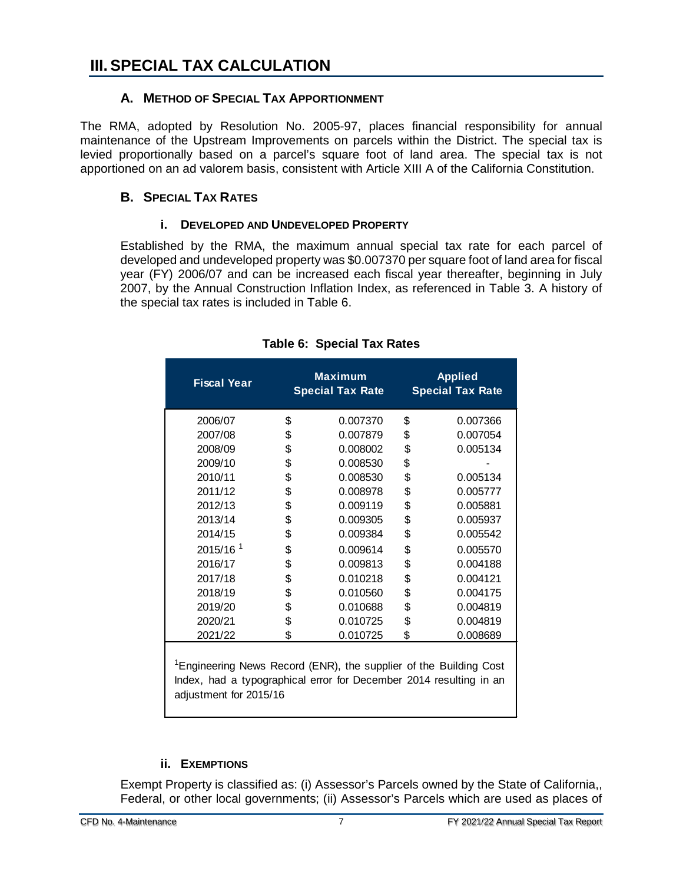# III. SPECIAL TAX CALCULATION

## A. METHOD OF SPECIAL TAX APPORTIONMENT

The RMA, adopted by Resolution No. 2005-97, places financial responsibility for annual maintenance of the Upstream Improvements on parcels within the District. The special tax is levied proportionally based on a parcel's square foot of land area. The special tax is not apportioned on an ad valorem basis, consistent with Article XIII A of the California Constitution.

## B. SPECIAL TAX RATES

### i. DEVELOPED AND UNDEVELOPED PROPERTY

Established by the RMA, the maximum annual special tax rate for each parcel of developed and undeveloped property was $0.007370 per square foot of land area for fiscal year (FY) 2006/07 and can be increased each fiscal year thereafter, beginning in July 2007, by the Annual Construction Inflation Index, as referenced in Table 3. A history of the special tax rates is included in Table 6.

**Table 6: Special Tax Rates**

| Fiscal Year | Maximum Special Tax Rate | Applied Special Tax Rate |
|---|---|---|
| 2006/07 | $ 0.007370 | $ 0.007366 |
| 2007/08 | $ 0.007879 | $ 0.007054 |
| 2008/09 | $ 0.008002 | $ 0.005134 |
| 2009/10 | $ 0.008530 | $ - |
| 2010/11 | $ 0.008530 | $ 0.005134 |
| 2011/12 | $ 0.008978 | $ 0.005777 |
| 2012/13 | $ 0.009119 | $ 0.005881 |
| 2013/14 | $ 0.009305 | $ 0.005937 |
| 2014/15 | $ 0.009384 | $ 0.005542 |
| 2015/16 [1] | $ 0.009614 | $ 0.005570 |
| 2016/17 | $ 0.009813 | $ 0.004188 |
| 2017/18 | $ 0.010218 | $ 0.004121 |
| 2018/19 | $ 0.010560 | $ 0.004175 |
| 2019/20 | $ 0.010688 | $ 0.004819 |
| 2020/21 | $ 0.010725 | $ 0.004819 |
| 2021/22 | $ 0.010725 | $ 0.008689 |

[1]Engineering News Record (ENR), the supplier of the Building Cost Index, had a typographical error for December 2014 resulting in an adjustment for 2015/16

### ii. EXEMPTIONS

Exempt Property is classified as: (i) Assessor's Parcels owned by the State of California,, Federal, or other local governments; (ii) Assessor's Parcels which are used as places of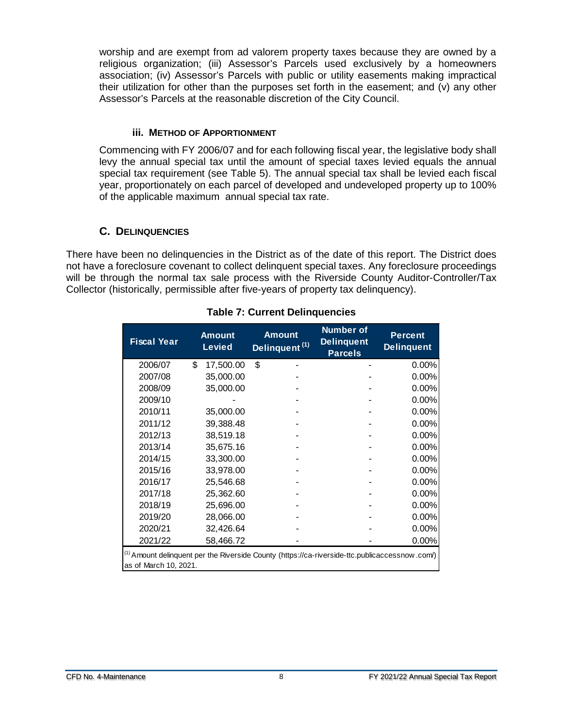worship and are exempt from ad valorem property taxes because they are owned by a religious organization; (iii) Assessor's Parcels used exclusively by a homeowners association; (iv) Assessor's Parcels with public or utility easements making impractical their utilization for other than the purposes set forth in the easement; and (v) any other Assessor's Parcels at the reasonable discretion of the City Council.

### iii. METHOD OF APPORTIONMENT

Commencing with FY 2006/07 and for each following fiscal year, the legislative body shall levy the annual special tax until the amount of special taxes levied equals the annual special tax requirement (see Table 5). The annual special tax shall be levied each fiscal year, proportionately on each parcel of developed and undeveloped property up to 100% of the applicable maximum annual special tax rate.

## C. DELINQUENCIES

There have been no delinquencies in the District as of the date of this report. The District does not have a foreclosure covenant to collect delinquent special taxes. Any foreclosure proceedings will be through the normal tax sale process with the Riverside County Auditor-Controller/Tax Collector (historically, permissible after five-years of property tax delinquency).

**Table 7: Current Delinquencies**

| Fiscal Year | Amount Levied | Amount Delinquent [1] | Number of Delinquent Parcels | Percent Delinquent |
|---|---|---|---|---|
| 2006/07 | $ 17,500.00 | $ - | - | 0.00% |
| 2007/08 | 35,000.00 | - | - | 0.00% |
| 2008/09 | 35,000.00 | - | - | 0.00% |
| 2009/10 | - | - | - | 0.00% |
| 2010/11 | 35,000.00 | - | - | 0.00% |
| 2011/12 | 39,388.48 | - | - | 0.00% |
| 2012/13 | 38,519.18 | - | - | 0.00% |
| 2013/14 | 35,675.16 | - | - | 0.00% |
| 2014/15 | 33,300.00 | - | - | 0.00% |
| 2015/16 | 33,978.00 | - | - | 0.00% |
| 2016/17 | 25,546.68 | - | - | 0.00% |
| 2017/18 | 25,362.60 | - | - | 0.00% |
| 2018/19 | 25,696.00 | - | - | 0.00% |
| 2019/20 | 28,066.00 | - | - | 0.00% |
| 2020/21 | 32,426.64 | - | - | 0.00% |
| 2021/22 | 58,466.72 | - | - | 0.00% |

[1] Amount delinquent per the Riverside County (https://ca-riverside-ttc.publicaccessnow.com/) as of March 10, 2021.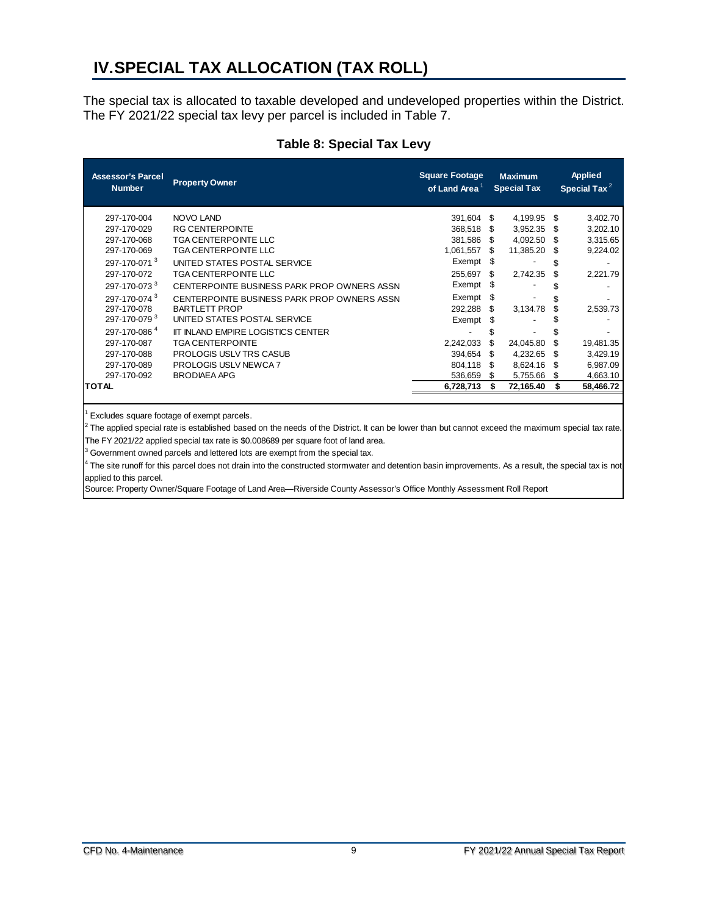# IV. SPECIAL TAX ALLOCATION (TAX ROLL)

The special tax is allocated to taxable developed and undeveloped properties within the District. The FY 2021/22 special tax levy per parcel is included in Table 7.

**Table 8: Special Tax Levy**

| Assessor's Parcel Number | Property Owner | Square Footage of Land Area[1] | Maximum Special Tax | Applied Special Tax[2] |
|---|---|---|---|---|
| 297-170-004 | NOVO LAND | 391,604 | $ 4,199.95 | $ 3,402.70 |
| 297-170-029 | RG CENTERPOINTE | 368,518 | $ 3,952.35 | $ 3,202.10 |
| 297-170-068 | TGA CENTERPOINTE LLC | 381,586 | $ 4,092.50 | $ 3,315.65 |
| 297-170-069 | TGA CENTERPOINTE LLC | 1,061,557 | $ 11,385.20 | $ 9,224.02 |
| 297-170-071[3] | UNITED STATES POSTAL SERVICE | Exempt | $ - | $ - |
| 297-170-072 | TGA CENTERPOINTE LLC | 255,697 | $ 2,742.35 | $ 2,221.79 |
| 297-170-073[3] | CENTERPOINTE BUSINESS PARK PROP OWNERS ASSN | Exempt | $ - | $ - |
| 297-170-074[3] | CENTERPOINTE BUSINESS PARK PROP OWNERS ASSN | Exempt | $ - | $ - |
| 297-170-078 | BARTLETT PROP | 292,288 | $ 3,134.78 | $ 2,539.73 |
| 297-170-079[3] | UNITED STATES POSTAL SERVICE | Exempt | $ - | $ - |
| 297-170-086[4] | IIT INLAND EMPIRE LOGISTICS CENTER | - | $ - | $ - |
| 297-170-087 | TGA CENTERPOINTE | 2,242,033 | $ 24,045.80 | $ 19,481.35 |
| 297-170-088 | PROLOGIS USLV TRS CASUB | 394,654 | $ 4,232.65 | $ 3,429.19 |
| 297-170-089 | PROLOGIS USLV NEWCA 7 | 804,118 | $ 8,624.16 | $ 6,987.09 |
| 297-170-092 | BRODIAEA APG | 536,659 | $ 5,755.66 | $ 4,663.10 |
| **TOTAL** | | **6,728,713** | **$ 72,165.40** | **$ 58,466.72** |

[1] Excludes square footage of exempt parcels.

[2] The applied special rate is established based on the needs of the District. It can be lower than but cannot exceed the maximum special tax rate. The FY 2021/22 applied special tax rate is $0.008689 per square foot of land area.

[3] Government owned parcels and lettered lots are exempt from the special tax.

[4] The site runoff for this parcel does not drain into the constructed stormwater and detention basin improvements. As a result, the special tax is not applied to this parcel.

Source: Property Owner/Square Footage of Land Area—Riverside County Assessor's Office Monthly Assessment Roll Report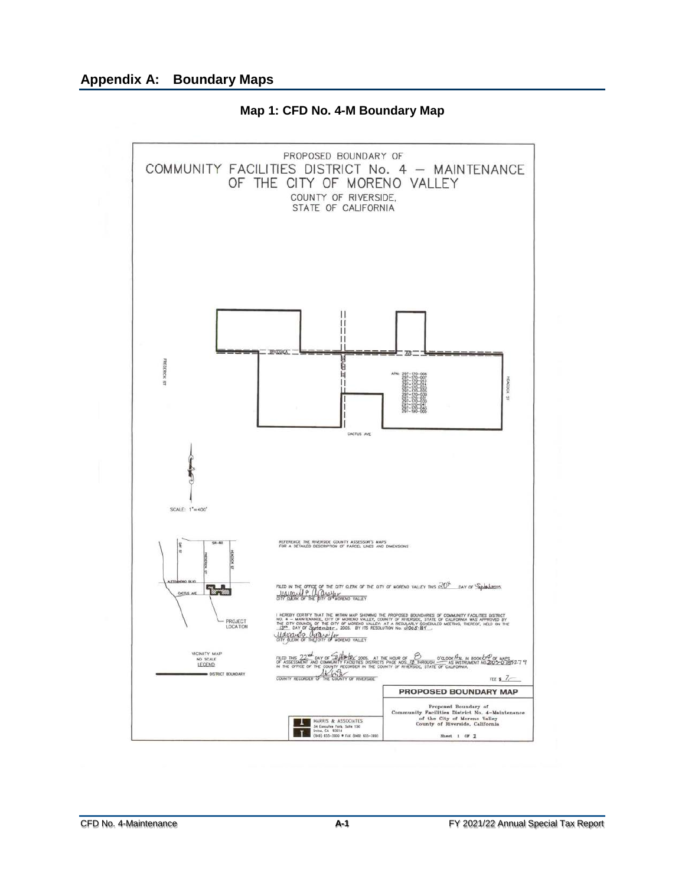## Appendix A: Boundary Maps

### Map 1: CFD No. 4-M Boundary Map

PROPOSED BOUNDARY OF
COMMUNITY FACILITIES DISTRICT No. 4 – MAINTENANCE
OF THE CITY OF MORENO VALLEY
COUNTY OF RIVERSIDE,
STATE OF CALIFORNIA

APN: 297-170-006
297-170-007
297-170-012
297-170-014
297-170-023
297-170-025
297-170-030
297-170-037
297-170-033
297-170-041
297-170-043
297-190-005

FREDERICK ST

HEACOCK ST

CACTUS AVE

SCALE: 1"=400'

REFERENCE THE RIVERSIDE COUNTY ASSESSOR'S MAPS FOR A DETAILED DESCRIPTION OF PARCEL LINES AND DIMENSIONS

FILED IN THE OFFICE OF THE CITY CLERK OF THE CITY OF MORENO VALLEY THIS 20th DAY OF September 2005.

CITY CLERK OF THE CITY OF MORENO VALLEY

I HEREBY CERTIFY THAT THE WITHIN MAP SHOWING THE PROPOSED BOUNDARIES OF COMMUNITY FACILITIES DISTRICT NO. 4 – MAINTENANCE, CITY OF MORENO VALLEY, COUNTY OF RIVERSIDE, STATE OF CALIFORNIA WAS APPROVED BY THE CITY COUNCIL OF THE CITY OF MORENO VALLEY AT A REGULARLY SCHEDULED MEETING, THEREOF, HELD ON THE 13th DAY OF September, 2005, BY ITS RESOLUTION No. 2005-84.

CITY CLERK OF THE CITY OF MORENO VALLEY

VICINITY MAP
NO SCALE
LEGEND:
DISTRICT BOUNDARY

SR-60
ALESSANDRO BLVD
CACTUS AVE
PROJECT LOCATION

FILED THIS 22nd DAY OF September 2005, AT THE HOUR OF 8 O'CLOCK A.M. IN BOOK 69 OF MAPS OF ASSESSMENT AND COMMUNITY FACILITIES DISTRICTS PAGE NOS. 78 THROUGH — AS INSTRUMENT NO. 2005-0785279 IN THE OFFICE OF THE COUNTY RECORDER IN THE COUNTY OF RIVERSIDE, STATE OF CALIFORNIA.

COUNTY RECORDER OF THE COUNTY OF RIVERSIDE

FEE $ 7

HARRIS & ASSOCIATES
34 Executive Park, Suite 150
Irvine, CA 92614
(949) 655-3900 • FAX (949) 655-3995

**PROPOSED BOUNDARY MAP**

Proposed Boundary of
Community Facilities District No. 4-Maintenance
of the City of Moreno Valley
County of Riverside, California

Sheet 1 OF 1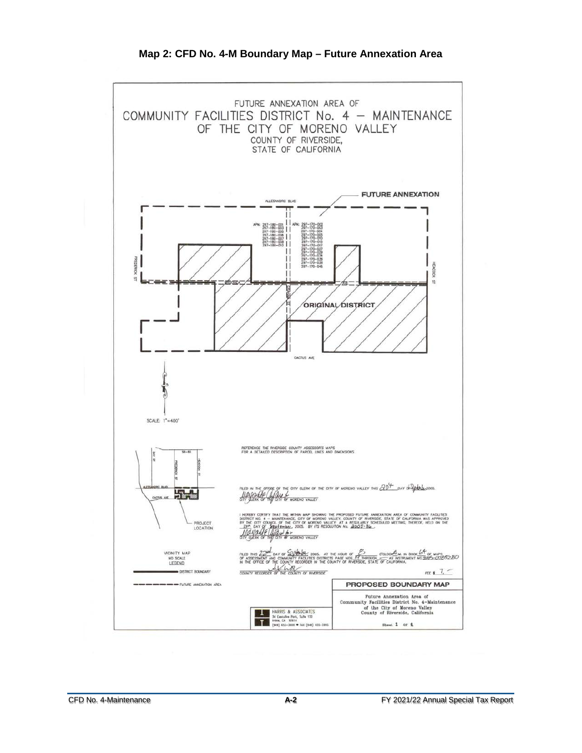## Map 2: CFD No. 4-M Boundary Map – Future Annexation Area

FUTURE ANNEXATION AREA OF
COMMUNITY FACILITIES DISTRICT No. 4 – MAINTENANCE
OF THE CITY OF MORENO VALLEY
COUNTY OF RIVERSIDE,
STATE OF CALIFORNIA

FUTURE ANNEXATION

ALLESANDRO BLVD

APN: 297-180-001
297-180-003
297-180-005
297-180-006
297-180-007
297-180-008
297-180-010

APN: 297-170-002
297-170-003
297-170-004
297-170-005
297-170-010
297-170-015
297-170-017
297-170-027
297-170-029
297-170-034
297-170-035
297-170-038
297-170-045

FREDERICK ST

HEACOCK ST

ORIGINAL DISTRICT

CACTUS AVE

SCALE: 1"=400'

REFERENCE THE RIVERSIDE COUNTY ASSESSOR'S MAPS FOR A DETAILED DESCRIPTION OF PARCEL LINES AND DIMENSIONS

FILED IN THE OFFICE OF THE CITY CLERK OF THE CITY OF MORENO VALLEY THIS 20th DAY OF September 2005.
CITY CLERK OF THE CITY OF MORENO VALLEY

I HEREBY CERTIFY THAT THE WITHIN MAP SHOWING THE PROPOSED FUTURE ANNEXATION AREA OF COMMUNITY FACILITIES DISTRICT NO. 4 – MAINTENANCE, CITY OF MORENO VALLEY, COUNTY OF RIVERSIDE, STATE OF CALIFORNIA WAS APPROVED BY THE CITY COUNCIL OF THE CITY OF MORENO VALLEY AT A REGULARLY SCHEDULED MEETING, THEREOF, HELD ON THE 13th DAY OF September, 2005. BY ITS RESOLUTION No. 2005-86.
CITY CLERK OF THE CITY OF MORENO VALLEY

FILED THIS 22nd DAY OF September 2005, AT THE HOUR OF 8 O'CLOCK A.M. IN BOOK 64 OF MAPS OF ASSESSMENT AND COMMUNITY FACILITIES DISTRICTS PAGE NOS. 17 THROUGH — AS INSTRUMENT NO. 2005-0785280 IN THE OFFICE OF THE COUNTY RECORDER IN THE COUNTY OF RIVERSIDE, STATE OF CALIFORNIA.
COUNTY RECORDER OF THE COUNTY OF RIVERSIDE

FEE $ 7.—

PROJECT LOCATION

VICINITY MAP
NO SCALE
LEGEND

DISTRICT BOUNDARY

FUTURE ANNEXATION AREA

PROPOSED BOUNDARY MAP

Future Annexation Area of
Community Facilities District No. 4-Maintenance
of the City of Moreno Valley
County of Riverside, California

HARRIS & ASSOCIATES
34 Executive Park, Suite 150
Irvine, CA 92614
(949) 655-3900 • FAX (949) 655-3995

Sheet 1 of 1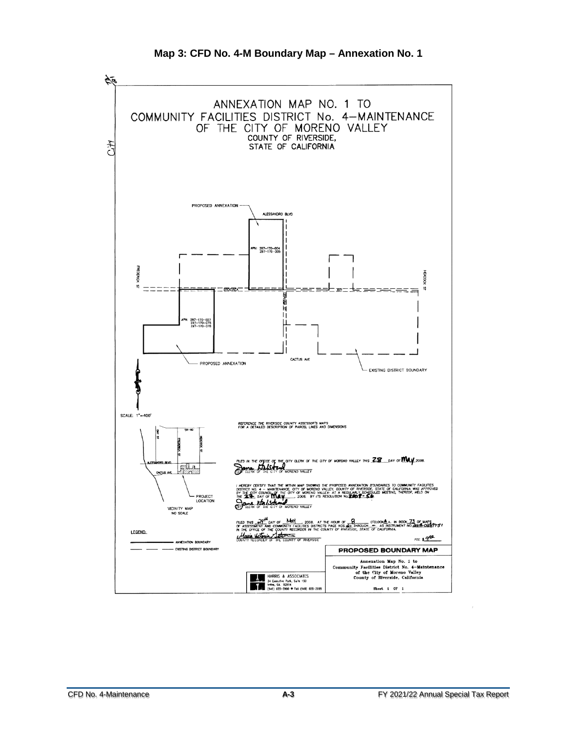## Map 3: CFD No. 4-M Boundary Map – Annexation No. 1

ANNEXATION MAP NO. 1 TO
COMMUNITY FACILITIES DISTRICT No. 4–MAINTENANCE
OF THE CITY OF MORENO VALLEY
COUNTY OF RIVERSIDE,
STATE OF CALIFORNIA

PROPOSED ANNEXATION

ALESSANDRO BLVD

APN: 297-170-004
297-170-005

FREDERICK ST

HEACOCK ST

APN: 297-170-027
297-170-075
297-170-076

CACTUS AVE

PROPOSED ANNEXATION

EXISTING DISTRICT BOUNDARY

SCALE: 1"=400'

REFERENCE THE RIVERSIDE COUNTY ASSESSOR'S MAPS FOR A DETAILED DESCRIPTION OF PARCEL LINES AND DIMENSIONS

FILED IN THE OFFICE OF THE CITY CLERK OF THE CITY OF MORENO VALLEY THIS 28 DAY OF May 2008.

CITY CLERK OF THE CITY OF MORENO VALLEY

I HEREBY CERTIFY THAT THE WITHIN MAP SHOWING THE PROPOSED ANNEXATION BOUNDARIES TO COMMUNITY FACILITIES DISTRICT NO. 4 – MAINTENANCE, CITY OF MORENO VALLEY, COUNTY OF RIVERSIDE, STATE OF CALIFORNIA WAS APPROVED BY THE CITY COUNCIL OF THE CITY OF MORENO VALLEY AT A REGULARLY SCHEDULED MEETING, THEREOF, HELD ON THE 27 DAY OF May, 2008, BY ITS RESOLUTION No. 2008-56

CITY CLERK OF THE CITY OF MORENO VALLEY

FILED THIS 29th DAY OF May, 2008, AT THE HOUR OF 8 O'CLOCK A.M. IN BOOK 73 OF MAPS OF ASSESSMENT AND COMMUNITY FACILITIES DISTRICTS PAGE NOS. 21 THROUGH –, AS INSTRUMENT NO. 2008-0289751 IN THE OFFICE OF THE COUNTY RECORDER IN THE COUNTY OF RIVERSIDE, STATE OF CALIFORNIA.

COUNTY RECORDER OF THE COUNTY OF RIVERSIDE

FEE $ 9.00

VICINITY MAP
NO SCALE

PROJECT LOCATION

LEGEND:

ANNEXATION BOUNDARY

EXISTING DISTRICT BOUNDARY

HARRIS & ASSOCIATES
34 Executive Park, Suite 150
Irvine, CA 92614
(949) 655-3900 • FAX (949) 655-3995

**PROPOSED BOUNDARY MAP**

Annexation Map No. 1 to
Community Facilities District No. 4-Maintenance
of the City of Moreno Valley
County of Riverside, California

Sheet 1 OF 1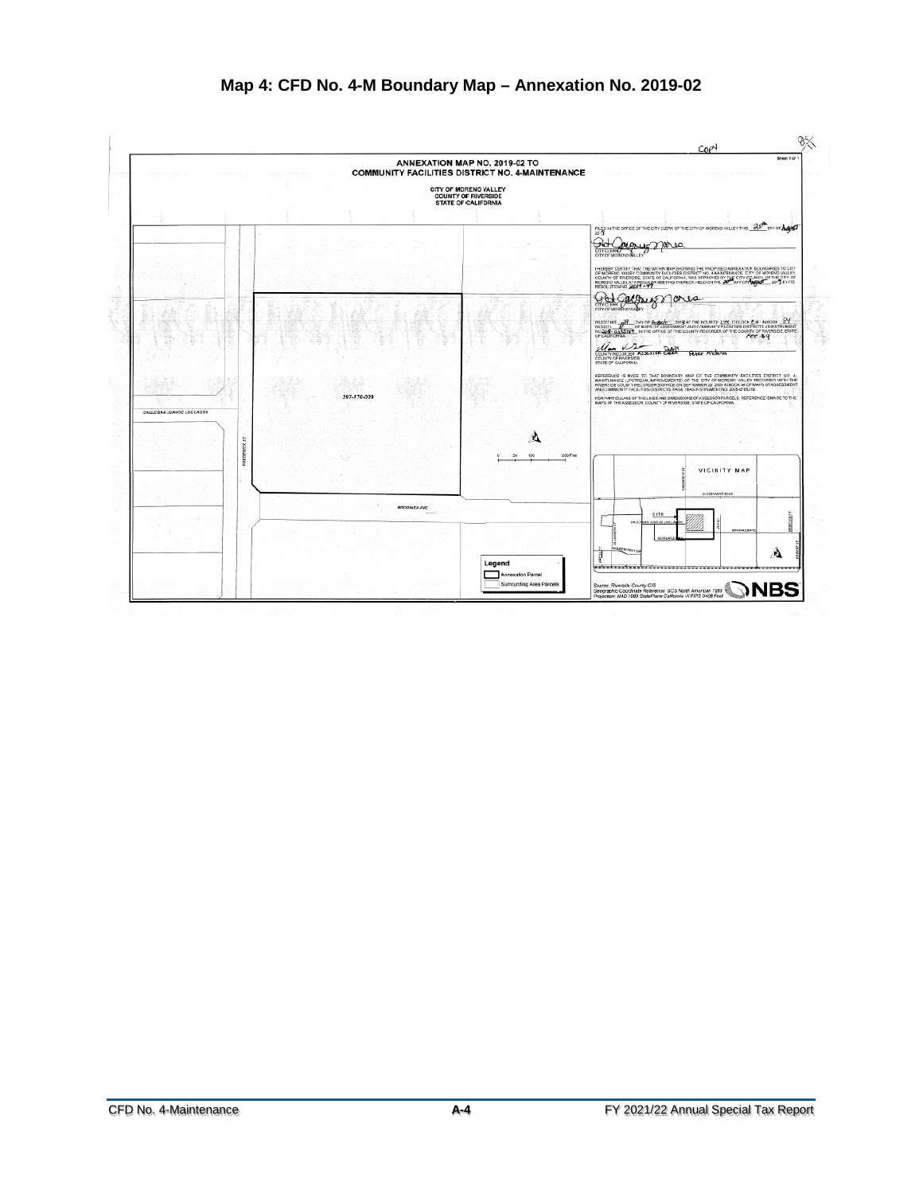## Map 4: CFD No. 4-M Boundary Map – Annexation No. 2019-02

COPY

Sheet 1 of 1

ANNEXATION MAP NO. 2019-02 TO
COMMUNITY FACILITIES DISTRICT NO. 4-MAINTENANCE

CITY OF MORENO VALLEY
COUNTY OF RIVERSIDE
STATE OF CALIFORNIA

FILED IN THE OFFICE OF THE CITY CLERK OF THE CITY OF MORENO VALLEY THIS 20th DAY OF August 2019

CITY CLERK
CITY OF MORENO VALLEY

I HEREBY CERTIFY THAT THE WITHIN MAP SHOWING THE PROPOSED ANNEXATION BOUNDARIES TO CITY OF MORENO VALLEY COMMUNITY FACILITIES DISTRICT NO. 4-MAINTENANCE, CITY OF MORENO VALLEY, COUNTY OF RIVERSIDE, STATE OF CALIFORNIA, WAS APPROVED BY THE CITY COUNCIL OF THE CITY OF MORENO VALLEY AT A REGULAR MEETING THEREOF, HELD ON THE 20th DAY OF August, 2019 BY ITS RESOLUTION NO. 2019-49

CITY CLERK
CITY OF MORENO VALLEY

FILED THIS 29 DAY OF August, 2019 AT THE HOUR OF 1:48 O'CLOCK P.M. IN BOOK 94 PAGE(S) 11 OF MAPS OF ASSESSMENT AND COMMUNITY FACILITIES DISTRICTS AS INSTRUMENT NO. 2019-0335785 IN THE OFFICE OF THE COUNTY RECORDER OF THE COUNTY OF RIVERSIDE, STATE OF CALIFORNIA.

FEE $9

COUNTY RECORDER ASSESSOR CLERK Peter Aldana
COUNTY OF RIVERSIDE
STATE OF CALIFORNIA

REFERENCE IS MADE TO THAT BOUNDARY MAP OF THE COMMUNITY FACILITIES DISTRICT NO. 4-MAINTENANCE (STREAMLINED/UPDATED) OF THE CITY OF MORENO VALLEY RECORDED WITH THE RIVERSIDE COUNTY RECORDER'S OFFICE ON SEPTEMBER 22, 2009 IN BOOK 94 OF MAPS OF ASSESSMENT AND COMMUNITY FACILITIES DISTRICTS PAGE 1 BASIS INSTRUMENT NO. 2009-0485279.

FOR PARTICULARS OF THE LINES AND DIMENSIONS OF ASSESSOR PARCELS, REFERENCE IS MADE TO THE MAPS OF THE ASSESSOR, COUNTY OF RIVERSIDE, STATE OF CALIFORNIA.

297-170-029

CALLE SAN JUAN DE LOS LAGOS

FREDERICK ST

BRODIAEA AVE

0 50 100 200 Feet

VICINITY MAP

ALESSANDRO BLVD

SITE

Legend
Annexation Parcel
Surrounding Area Parcels

Source: Riverside County GIS
Geographic Coordinate Reference: GCS North American 1983
Projection: NAD 1983 StatePlane California VI FIPS 0406 Feet

NBS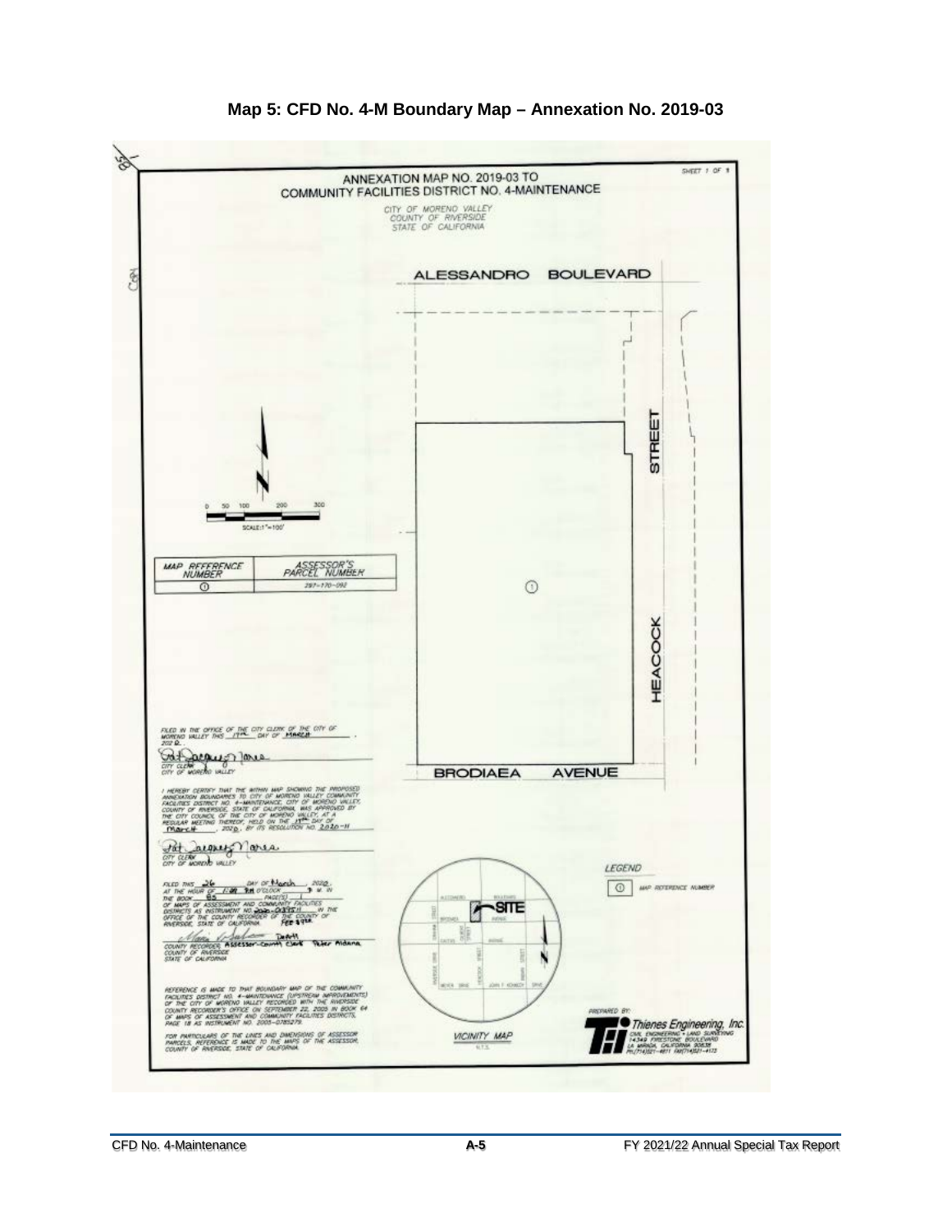# Map 5: CFD No. 4-M Boundary Map – Annexation No. 2019-03

SHEET 1 OF 1

## ANNEXATION MAP NO. 2019-03 TO COMMUNITY FACILITIES DISTRICT NO. 4-MAINTENANCE

CITY OF MORENO VALLEY
COUNTY OF RIVERSIDE
STATE OF CALIFORNIA

ALESSANDRO BOULEVARD

HEACOCK STREET

BRODIAEA AVENUE

0 50 100 200 300

SCALE:1"=100'

| MAP REFERENCE NUMBER | ASSESSOR'S PARCEL NUMBER |
|---|---|
| 1 | 297-170-092 |

FILED IN THE OFFICE OF THE CITY CLERK OF THE CITY OF MORENO VALLEY THIS 17th DAY OF MARCH, 2020.

CITY CLERK
CITY OF MORENO VALLEY

I HEREBY CERTIFY THAT THE WITHIN MAP SHOWING THE PROPOSED ANNEXATION BOUNDARIES TO CITY OF MORENO VALLEY COMMUNITY FACILITIES DISTRICT NO. 4-MAINTENANCE, CITY OF MORENO VALLEY, COUNTY OF RIVERSIDE, STATE OF CALIFORNIA, WAS APPROVED BY THE CITY COUNCIL OF THE CITY OF MORENO VALLEY, AT A REGULAR MEETING THEREOF, HELD ON THE 17th DAY OF March, 2020, BY ITS RESOLUTION NO. 2020-11

CITY CLERK
CITY OF MORENO VALLEY

FILED THIS 26 DAY OF March, 2020, AT THE HOUR OF 1:09 PM O'CLOCK P.M. IN THE BOOK 85 PAGE(S) 1 OF MAPS OF ASSESSMENT AND COMMUNITY FACILITIES DISTRICTS AS INSTRUMENT NO. 2020-0135711 IN THE OFFICE OF THE COUNTY RECORDER OF THE COUNTY OF RIVERSIDE, STATE OF CALIFORNIA. FEE $0

Deputy

COUNTY RECORDER Assessor-County Clerk Peter Aldana
COUNTY OF RIVERSIDE
STATE OF CALIFORNIA

REFERENCE IS MADE TO THAT BOUNDARY MAP OF THE COMMUNITY FACILITIES DISTRICT NO. 4-MAINTENANCE (UPSTREAM IMPROVEMENTS) OF THE CITY OF MORENO VALLEY RECORDED WITH THE RIVERSIDE COUNTY RECORDER'S OFFICE ON SEPTEMBER 22, 2005 IN BOOK 64 OF MAPS OF ASSESSMENT AND COMMUNITY FACILITIES DISTRICTS, PAGE 18 AS INSTRUMENT NO. 2005-0785279.

FOR PARTICULARS OF THE LINES AND DIMENSIONS OF ASSESSOR PARCELS, REFERENCE IS MADE TO THE MAPS OF THE ASSESSOR, COUNTY OF RIVERSIDE, STATE OF CALIFORNIA.

SITE

VICINITY MAP
N.T.S.

LEGEND

1 MAP REFERENCE NUMBER

PREPARED BY:
Thienes Engineering, Inc.
CIVIL ENGINEERING • LAND SURVEYING
14349 FIRESTONE BOULEVARD
LA MIRADA, CALIFORNIA 90638
PH.(714)521-4811 FAX(714)521-4173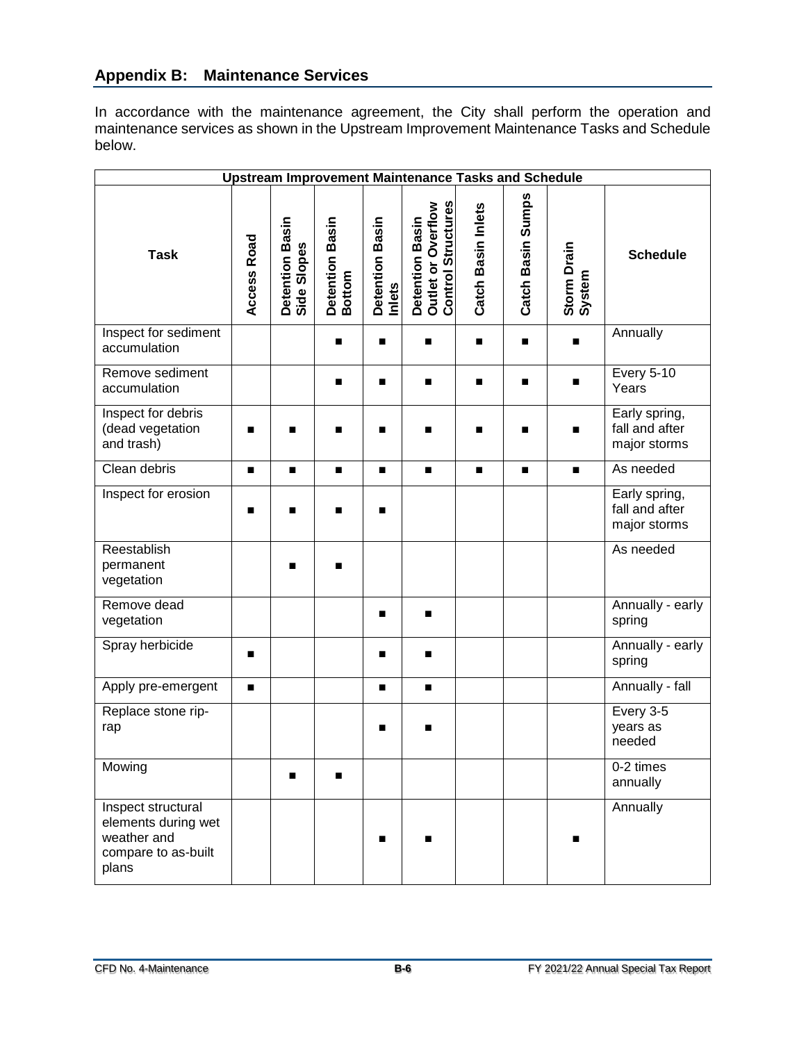## Appendix B: Maintenance Services

In accordance with the maintenance agreement, the City shall perform the operation and maintenance services as shown in the Upstream Improvement Maintenance Tasks and Schedule below.

| Upstream Improvement Maintenance Tasks and Schedule | | | | | | | | | |
|---|---|---|---|---|---|---|---|---|---|
| **Task** | **Access Road** | **Detention Basin Side Slopes** | **Detention Basin Bottom** | **Detention Basin Inlets** | **Detention Basin Outlet or Overflow Control Structures** | **Catch Basin Inlets** | **Catch Basin Sumps** | **Storm Drain System** | **Schedule** |
| Inspect for sediment accumulation | | | ■ | ■ | ■ | ■ | ■ | ■ | Annually |
| Remove sediment accumulation | | | ■ | ■ | ■ | ■ | ■ | ■ | Every 5-10 Years |
| Inspect for debris (dead vegetation and trash) | ■ | ■ | ■ | ■ | ■ | ■ | ■ | ■ | Early spring, fall and after major storms |
| Clean debris | ■ | ■ | ■ | ■ | ■ | ■ | ■ | ■ | As needed |
| Inspect for erosion | ■ | ■ | ■ | ■ | | | | | Early spring, fall and after major storms |
| Reestablish permanent vegetation | | ■ | ■ | | | | | | As needed |
| Remove dead vegetation | | | | ■ | ■ | | | | Annually - early spring |
| Spray herbicide | ■ | | | ■ | ■ | | | | Annually - early spring |
| Apply pre-emergent | ■ | | | ■ | ■ | | | | Annually - fall |
| Replace stone rip-rap | | | | ■ | ■ | | | | Every 3-5 years as needed |
| Mowing | | ■ | ■ | | | | | | 0-2 times annually |
| Inspect structural elements during wet weather and compare to as-built plans | | | | ■ | ■ | | | ■ | Annually |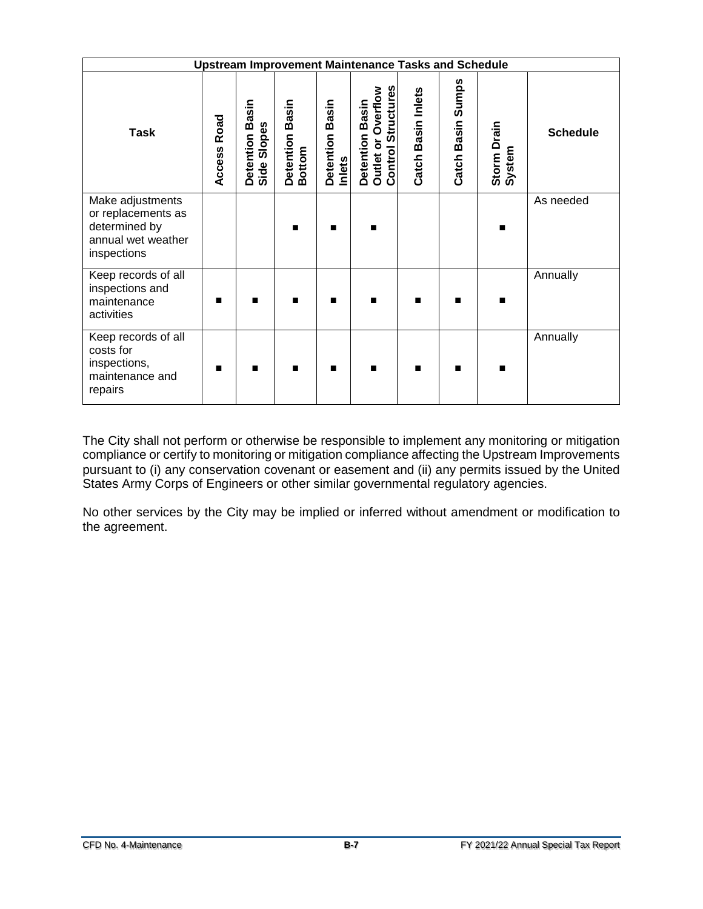| Upstream Improvement Maintenance Tasks and Schedule | | | | | | | | | |
|---|---|---|---|---|---|---|---|---|---|
| **Task** | **Access Road** | **Detention Basin Side Slopes** | **Detention Basin Bottom** | **Detention Basin Inlets** | **Detention Basin Outlet or Overflow Control Structures** | **Catch Basin Inlets** | **Catch Basin Sumps** | **Storm Drain System** | **Schedule** |
| Make adjustments or replacements as determined by annual wet weather inspections | | | ■ | ■ | ■ | | | ■ | As needed |
| Keep records of all inspections and maintenance activities | ■ | ■ | ■ | ■ | ■ | ■ | ■ | ■ | Annually |
| Keep records of all costs for inspections, maintenance and repairs | ■ | ■ | ■ | ■ | ■ | ■ | ■ | ■ | Annually |

The City shall not perform or otherwise be responsible to implement any monitoring or mitigation compliance or certify to monitoring or mitigation compliance affecting the Upstream Improvements pursuant to (i) any conservation covenant or easement and (ii) any permits issued by the United States Army Corps of Engineers or other similar governmental regulatory agencies.

No other services by the City may be implied or inferred without amendment or modification to the agreement.